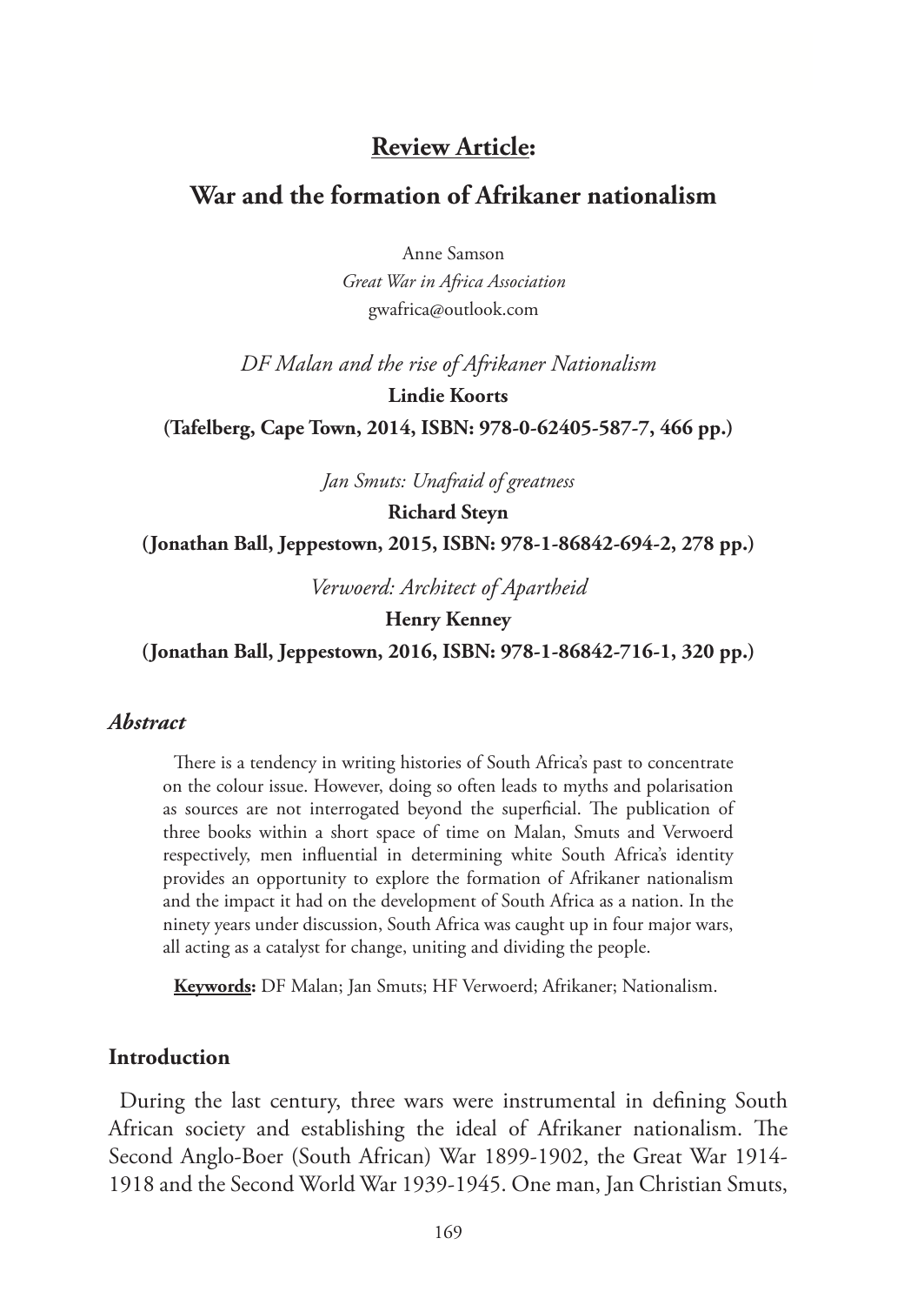# Review Article:

## War and the formation of Afrikaner nationalism

Anne Samson
*Great War in Africa Association*
gwafrica@outlook.com

*DF Malan and the rise of Afrikaner Nationalism*
**Lindie Koorts**
**(Tafelberg, Cape Town, 2014, ISBN: 978-0-62405-587-7, 466 pp.)**

*Jan Smuts: Unafraid of greatness*
**Richard Steyn**
**(Jonathan Ball, Jeppestown, 2015, ISBN: 978-1-86842-694-2, 278 pp.)**

*Verwoerd: Architect of Apartheid*
**Henry Kenney**
**(Jonathan Ball, Jeppestown, 2016, ISBN: 978-1-86842-716-1, 320 pp.)**

### *Abstract*

There is a tendency in writing histories of South Africa's past to concentrate on the colour issue. However, doing so often leads to myths and polarisation as sources are not interrogated beyond the superficial. The publication of three books within a short space of time on Malan, Smuts and Verwoerd respectively, men influential in determining white South Africa's identity provides an opportunity to explore the formation of Afrikaner nationalism and the impact it had on the development of South Africa as a nation. In the ninety years under discussion, South Africa was caught up in four major wars, all acting as a catalyst for change, uniting and dividing the people.

**Keywords:** DF Malan; Jan Smuts; HF Verwoerd; Afrikaner; Nationalism.

### Introduction

During the last century, three wars were instrumental in defining South African society and establishing the ideal of Afrikaner nationalism. The Second Anglo-Boer (South African) War 1899-1902, the Great War 1914-1918 and the Second World War 1939-1945. One man, Jan Christian Smuts,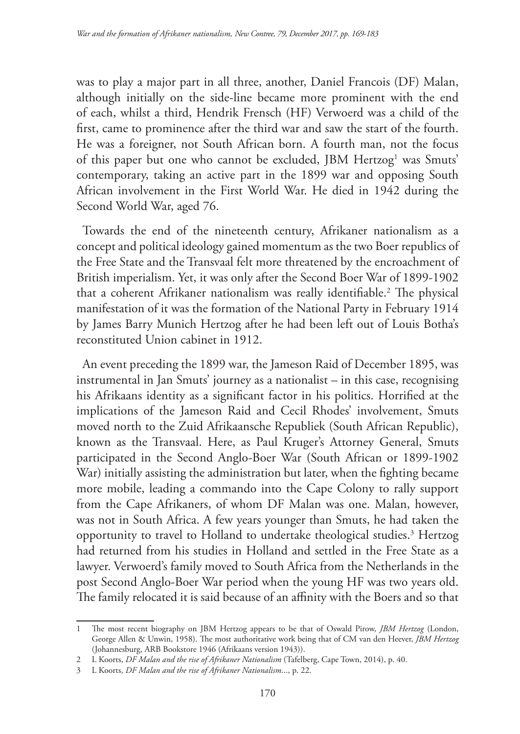was to play a major part in all three, another, Daniel Francois (DF) Malan, although initially on the side-line became more prominent with the end of each, whilst a third, Hendrik Frensch (HF) Verwoerd was a child of the first, came to prominence after the third war and saw the start of the fourth. He was a foreigner, not South African born. A fourth man, not the focus of this paper but one who cannot be excluded, JBM Hertzog[1] was Smuts' contemporary, taking an active part in the 1899 war and opposing South African involvement in the First World War. He died in 1942 during the Second World War, aged 76.

Towards the end of the nineteenth century, Afrikaner nationalism as a concept and political ideology gained momentum as the two Boer republics of the Free State and the Transvaal felt more threatened by the encroachment of British imperialism. Yet, it was only after the Second Boer War of 1899-1902 that a coherent Afrikaner nationalism was really identifiable.[2] The physical manifestation of it was the formation of the National Party in February 1914 by James Barry Munich Hertzog after he had been left out of Louis Botha's reconstituted Union cabinet in 1912.

An event preceding the 1899 war, the Jameson Raid of December 1895, was instrumental in Jan Smuts' journey as a nationalist – in this case, recognising his Afrikaans identity as a significant factor in his politics. Horrified at the implications of the Jameson Raid and Cecil Rhodes' involvement, Smuts moved north to the Zuid Afrikaansche Republiek (South African Republic), known as the Transvaal. Here, as Paul Kruger's Attorney General, Smuts participated in the Second Anglo-Boer War (South African or 1899-1902 War) initially assisting the administration but later, when the fighting became more mobile, leading a commando into the Cape Colony to rally support from the Cape Afrikaners, of whom DF Malan was one. Malan, however, was not in South Africa. A few years younger than Smuts, he had taken the opportunity to travel to Holland to undertake theological studies.[3] Hertzog had returned from his studies in Holland and settled in the Free State as a lawyer. Verwoerd's family moved to South Africa from the Netherlands in the post Second Anglo-Boer War period when the young HF was two years old. The family relocated it is said because of an affinity with the Boers and so that

---

1 The most recent biography on JBM Hertzog appears to be that of Oswald Pirow, *JBM Hertzog* (London, George Allen & Unwin, 1958). The most authoritative work being that of CM van den Heever, *JBM Hertzog* (Johannesburg, ARB Bookstore 1946 (Afrikaans version 1943)).

2 L Koorts, *DF Malan and the rise of Afrikaner Nationalism* (Tafelberg, Cape Town, 2014), p. 40.

3 L Koorts, *DF Malan and the rise of Afrikaner Nationalism*..., p. 22.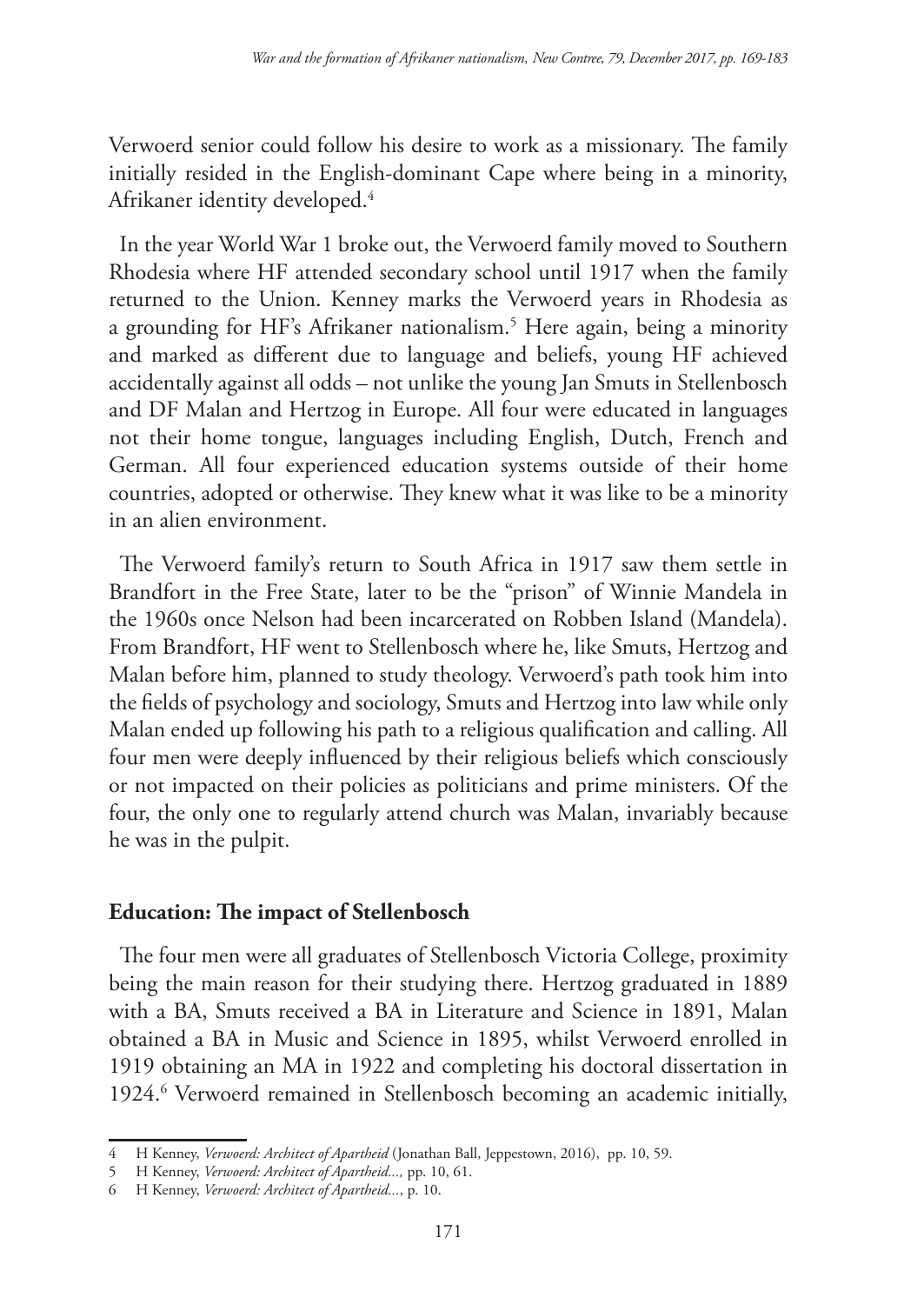Verwoerd senior could follow his desire to work as a missionary. The family initially resided in the English-dominant Cape where being in a minority, Afrikaner identity developed.[4]

In the year World War 1 broke out, the Verwoerd family moved to Southern Rhodesia where HF attended secondary school until 1917 when the family returned to the Union. Kenney marks the Verwoerd years in Rhodesia as a grounding for HF's Afrikaner nationalism.[5] Here again, being a minority and marked as different due to language and beliefs, young HF achieved accidentally against all odds – not unlike the young Jan Smuts in Stellenbosch and DF Malan and Hertzog in Europe. All four were educated in languages not their home tongue, languages including English, Dutch, French and German. All four experienced education systems outside of their home countries, adopted or otherwise. They knew what it was like to be a minority in an alien environment.

The Verwoerd family's return to South Africa in 1917 saw them settle in Brandfort in the Free State, later to be the "prison" of Winnie Mandela in the 1960s once Nelson had been incarcerated on Robben Island (Mandela). From Brandfort, HF went to Stellenbosch where he, like Smuts, Hertzog and Malan before him, planned to study theology. Verwoerd's path took him into the fields of psychology and sociology, Smuts and Hertzog into law while only Malan ended up following his path to a religious qualification and calling. All four men were deeply influenced by their religious beliefs which consciously or not impacted on their policies as politicians and prime ministers. Of the four, the only one to regularly attend church was Malan, invariably because he was in the pulpit.

## Education: The impact of Stellenbosch

The four men were all graduates of Stellenbosch Victoria College, proximity being the main reason for their studying there. Hertzog graduated in 1889 with a BA, Smuts received a BA in Literature and Science in 1891, Malan obtained a BA in Music and Science in 1895, whilst Verwoerd enrolled in 1919 obtaining an MA in 1922 and completing his doctoral dissertation in 1924.[6] Verwoerd remained in Stellenbosch becoming an academic initially,

---

4 H Kenney, *Verwoerd: Architect of Apartheid* (Jonathan Ball, Jeppestown, 2016), pp. 10, 59.

5 H Kenney, *Verwoerd: Architect of Apartheid...,* pp. 10, 61.

6 H Kenney, *Verwoerd: Architect of Apartheid...*, p. 10.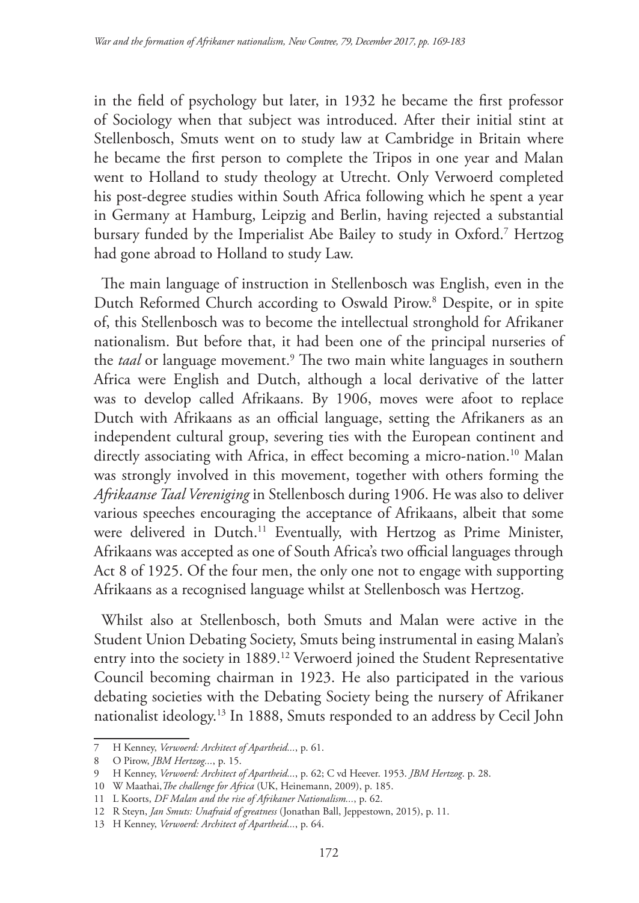in the field of psychology but later, in 1932 he became the first professor of Sociology when that subject was introduced. After their initial stint at Stellenbosch, Smuts went on to study law at Cambridge in Britain where he became the first person to complete the Tripos in one year and Malan went to Holland to study theology at Utrecht. Only Verwoerd completed his post-degree studies within South Africa following which he spent a year in Germany at Hamburg, Leipzig and Berlin, having rejected a substantial bursary funded by the Imperialist Abe Bailey to study in Oxford.[7] Hertzog had gone abroad to Holland to study Law.

The main language of instruction in Stellenbosch was English, even in the Dutch Reformed Church according to Oswald Pirow.[8] Despite, or in spite of, this Stellenbosch was to become the intellectual stronghold for Afrikaner nationalism. But before that, it had been one of the principal nurseries of the *taal* or language movement.[9] The two main white languages in southern Africa were English and Dutch, although a local derivative of the latter was to develop called Afrikaans. By 1906, moves were afoot to replace Dutch with Afrikaans as an official language, setting the Afrikaners as an independent cultural group, severing ties with the European continent and directly associating with Africa, in effect becoming a micro-nation.[10] Malan was strongly involved in this movement, together with others forming the *Afrikaanse Taal Vereniging* in Stellenbosch during 1906. He was also to deliver various speeches encouraging the acceptance of Afrikaans, albeit that some were delivered in Dutch.[11] Eventually, with Hertzog as Prime Minister, Afrikaans was accepted as one of South Africa's two official languages through Act 8 of 1925. Of the four men, the only one not to engage with supporting Afrikaans as a recognised language whilst at Stellenbosch was Hertzog.

Whilst also at Stellenbosch, both Smuts and Malan were active in the Student Union Debating Society, Smuts being instrumental in easing Malan's entry into the society in 1889.[12] Verwoerd joined the Student Representative Council becoming chairman in 1923. He also participated in the various debating societies with the Debating Society being the nursery of Afrikaner nationalist ideology.[13] In 1888, Smuts responded to an address by Cecil John

---

7 H Kenney, *Verwoerd: Architect of Apartheid...*, p. 61.

8 O Pirow, *JBM Hertzog...*, p. 15.

9 H Kenney, *Verwoerd: Architect of Apartheid...*, p. 62; C vd Heever. 1953. *JBM Hertzog*. p. 28.

10 W Maathai, *The challenge for Africa* (UK, Heinemann, 2009), p. 185.

11 L Koorts, *DF Malan and the rise of Afrikaner Nationalism...*, p. 62.

12 R Steyn, *Jan Smuts: Unafraid of greatness* (Jonathan Ball, Jeppestown, 2015), p. 11.

13 H Kenney, *Verwoerd: Architect of Apartheid...*, p. 64.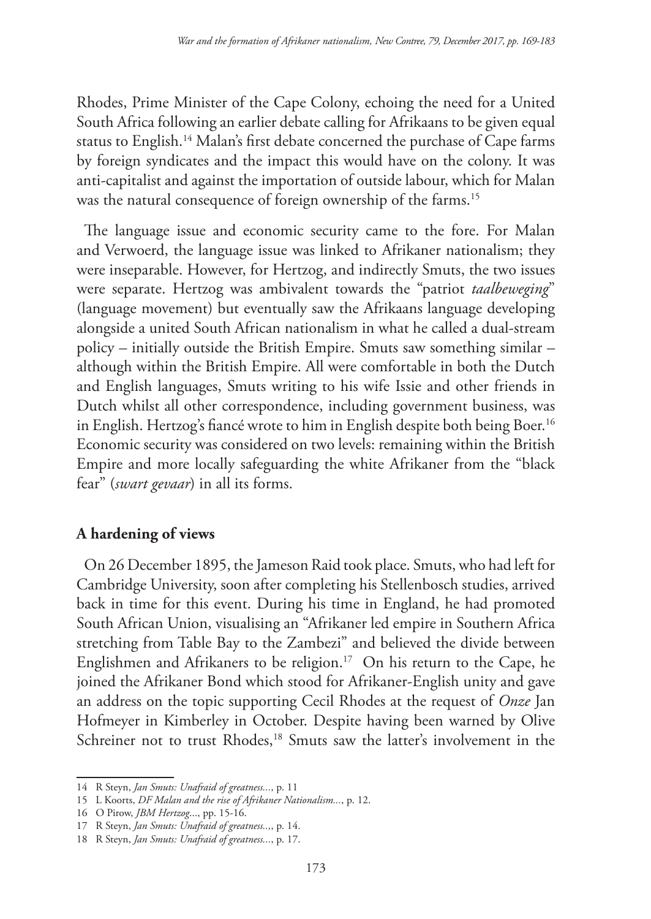Rhodes, Prime Minister of the Cape Colony, echoing the need for a United South Africa following an earlier debate calling for Afrikaans to be given equal status to English.[14] Malan's first debate concerned the purchase of Cape farms by foreign syndicates and the impact this would have on the colony. It was anti-capitalist and against the importation of outside labour, which for Malan was the natural consequence of foreign ownership of the farms.[15]

The language issue and economic security came to the fore. For Malan and Verwoerd, the language issue was linked to Afrikaner nationalism; they were inseparable. However, for Hertzog, and indirectly Smuts, the two issues were separate. Hertzog was ambivalent towards the "patriot *taalbeweging*" (language movement) but eventually saw the Afrikaans language developing alongside a united South African nationalism in what he called a dual-stream policy – initially outside the British Empire. Smuts saw something similar – although within the British Empire. All were comfortable in both the Dutch and English languages, Smuts writing to his wife Issie and other friends in Dutch whilst all other correspondence, including government business, was in English. Hertzog's fiancé wrote to him in English despite both being Boer.[16] Economic security was considered on two levels: remaining within the British Empire and more locally safeguarding the white Afrikaner from the "black fear" (*swart gevaar*) in all its forms.

## A hardening of views

On 26 December 1895, the Jameson Raid took place. Smuts, who had left for Cambridge University, soon after completing his Stellenbosch studies, arrived back in time for this event. During his time in England, he had promoted South African Union, visualising an "Afrikaner led empire in Southern Africa stretching from Table Bay to the Zambezi" and believed the divide between Englishmen and Afrikaners to be religion.[17] On his return to the Cape, he joined the Afrikaner Bond which stood for Afrikaner-English unity and gave an address on the topic supporting Cecil Rhodes at the request of *Onze* Jan Hofmeyer in Kimberley in October. Despite having been warned by Olive Schreiner not to trust Rhodes,[18] Smuts saw the latter's involvement in the

14 R Steyn, *Jan Smuts: Unafraid of greatness...*, p. 11

15 L Koorts, *DF Malan and the rise of Afrikaner Nationalism...*, p. 12.

16 O Pirow, *JBM Hertzog*..., pp. 15-16.

17 R Steyn, *Jan Smuts: Unafraid of greatness...*, p. 14.

18 R Steyn, *Jan Smuts: Unafraid of greatness...*, p. 17.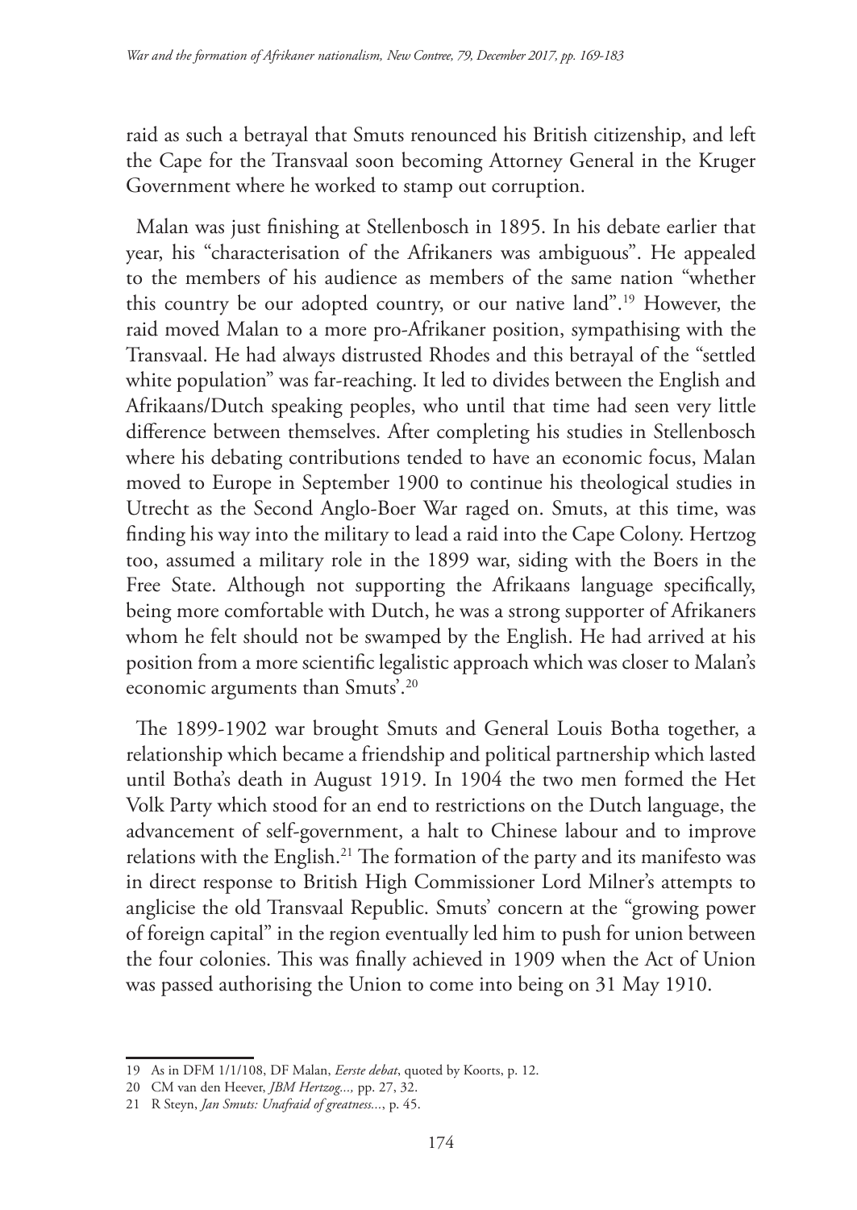raid as such a betrayal that Smuts renounced his British citizenship, and left the Cape for the Transvaal soon becoming Attorney General in the Kruger Government where he worked to stamp out corruption.

Malan was just finishing at Stellenbosch in 1895. In his debate earlier that year, his "characterisation of the Afrikaners was ambiguous". He appealed to the members of his audience as members of the same nation "whether this country be our adopted country, or our native land".[19] However, the raid moved Malan to a more pro-Afrikaner position, sympathising with the Transvaal. He had always distrusted Rhodes and this betrayal of the "settled white population" was far-reaching. It led to divides between the English and Afrikaans/Dutch speaking peoples, who until that time had seen very little difference between themselves. After completing his studies in Stellenbosch where his debating contributions tended to have an economic focus, Malan moved to Europe in September 1900 to continue his theological studies in Utrecht as the Second Anglo-Boer War raged on. Smuts, at this time, was finding his way into the military to lead a raid into the Cape Colony. Hertzog too, assumed a military role in the 1899 war, siding with the Boers in the Free State. Although not supporting the Afrikaans language specifically, being more comfortable with Dutch, he was a strong supporter of Afrikaners whom he felt should not be swamped by the English. He had arrived at his position from a more scientific legalistic approach which was closer to Malan's economic arguments than Smuts'.[20]

The 1899-1902 war brought Smuts and General Louis Botha together, a relationship which became a friendship and political partnership which lasted until Botha's death in August 1919. In 1904 the two men formed the Het Volk Party which stood for an end to restrictions on the Dutch language, the advancement of self-government, a halt to Chinese labour and to improve relations with the English.[21] The formation of the party and its manifesto was in direct response to British High Commissioner Lord Milner's attempts to anglicise the old Transvaal Republic. Smuts' concern at the "growing power of foreign capital" in the region eventually led him to push for union between the four colonies. This was finally achieved in 1909 when the Act of Union was passed authorising the Union to come into being on 31 May 1910.

---

19 As in DFM 1/1/108, DF Malan, *Eerste debat*, quoted by Koorts, p. 12.

20 CM van den Heever, *JBM Hertzog...,* pp. 27, 32.

21 R Steyn, *Jan Smuts: Unafraid of greatness...*, p. 45.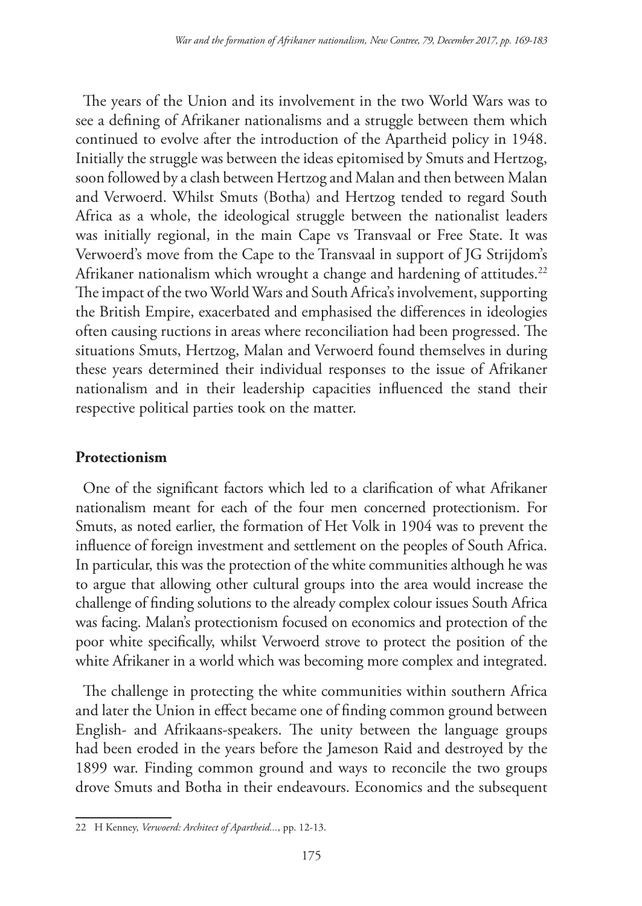The years of the Union and its involvement in the two World Wars was to see a defining of Afrikaner nationalisms and a struggle between them which continued to evolve after the introduction of the Apartheid policy in 1948. Initially the struggle was between the ideas epitomised by Smuts and Hertzog, soon followed by a clash between Hertzog and Malan and then between Malan and Verwoerd. Whilst Smuts (Botha) and Hertzog tended to regard South Africa as a whole, the ideological struggle between the nationalist leaders was initially regional, in the main Cape vs Transvaal or Free State. It was Verwoerd's move from the Cape to the Transvaal in support of JG Strijdom's Afrikaner nationalism which wrought a change and hardening of attitudes.[22] The impact of the two World Wars and South Africa's involvement, supporting the British Empire, exacerbated and emphasised the differences in ideologies often causing ructions in areas where reconciliation had been progressed. The situations Smuts, Hertzog, Malan and Verwoerd found themselves in during these years determined their individual responses to the issue of Afrikaner nationalism and in their leadership capacities influenced the stand their respective political parties took on the matter.

## Protectionism

One of the significant factors which led to a clarification of what Afrikaner nationalism meant for each of the four men concerned protectionism. For Smuts, as noted earlier, the formation of Het Volk in 1904 was to prevent the influence of foreign investment and settlement on the peoples of South Africa. In particular, this was the protection of the white communities although he was to argue that allowing other cultural groups into the area would increase the challenge of finding solutions to the already complex colour issues South Africa was facing. Malan's protectionism focused on economics and protection of the poor white specifically, whilst Verwoerd strove to protect the position of the white Afrikaner in a world which was becoming more complex and integrated.

The challenge in protecting the white communities within southern Africa and later the Union in effect became one of finding common ground between English- and Afrikaans-speakers. The unity between the language groups had been eroded in the years before the Jameson Raid and destroyed by the 1899 war. Finding common ground and ways to reconcile the two groups drove Smuts and Botha in their endeavours. Economics and the subsequent

---

22 H Kenney, *Verwoerd: Architect of Apartheid...*, pp. 12-13.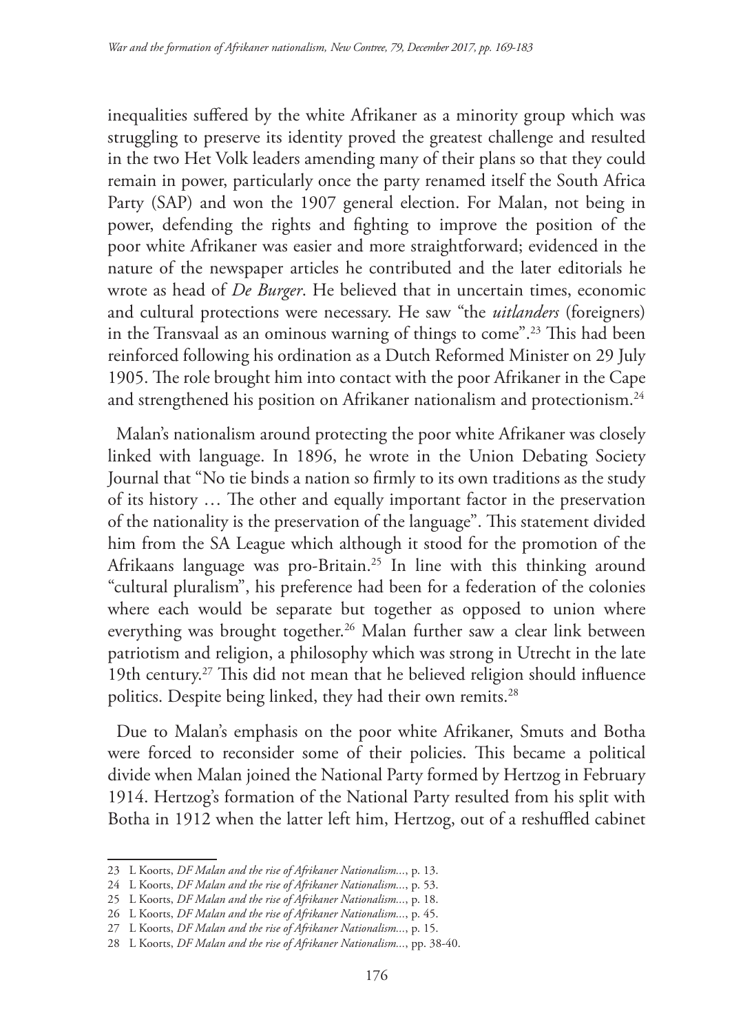inequalities suffered by the white Afrikaner as a minority group which was struggling to preserve its identity proved the greatest challenge and resulted in the two Het Volk leaders amending many of their plans so that they could remain in power, particularly once the party renamed itself the South Africa Party (SAP) and won the 1907 general election. For Malan, not being in power, defending the rights and fighting to improve the position of the poor white Afrikaner was easier and more straightforward; evidenced in the nature of the newspaper articles he contributed and the later editorials he wrote as head of *De Burger*. He believed that in uncertain times, economic and cultural protections were necessary. He saw "the *uitlanders* (foreigners) in the Transvaal as an ominous warning of things to come".[23] This had been reinforced following his ordination as a Dutch Reformed Minister on 29 July 1905. The role brought him into contact with the poor Afrikaner in the Cape and strengthened his position on Afrikaner nationalism and protectionism.[24]

Malan's nationalism around protecting the poor white Afrikaner was closely linked with language. In 1896, he wrote in the Union Debating Society Journal that "No tie binds a nation so firmly to its own traditions as the study of its history … The other and equally important factor in the preservation of the nationality is the preservation of the language". This statement divided him from the SA League which although it stood for the promotion of the Afrikaans language was pro-Britain.[25] In line with this thinking around "cultural pluralism", his preference had been for a federation of the colonies where each would be separate but together as opposed to union where everything was brought together.[26] Malan further saw a clear link between patriotism and religion, a philosophy which was strong in Utrecht in the late 19th century.[27] This did not mean that he believed religion should influence politics. Despite being linked, they had their own remits.[28]

Due to Malan's emphasis on the poor white Afrikaner, Smuts and Botha were forced to reconsider some of their policies. This became a political divide when Malan joined the National Party formed by Hertzog in February 1914. Hertzog's formation of the National Party resulted from his split with Botha in 1912 when the latter left him, Hertzog, out of a reshuffled cabinet

---

23 L Koorts, *DF Malan and the rise of Afrikaner Nationalism...*, p. 13.

24 L Koorts, *DF Malan and the rise of Afrikaner Nationalism...*, p. 53.

25 L Koorts, *DF Malan and the rise of Afrikaner Nationalism...*, p. 18.

26 L Koorts, *DF Malan and the rise of Afrikaner Nationalism...*, p. 45.

27 L Koorts, *DF Malan and the rise of Afrikaner Nationalism...*, p. 15.

28 L Koorts, *DF Malan and the rise of Afrikaner Nationalism...*, pp. 38-40.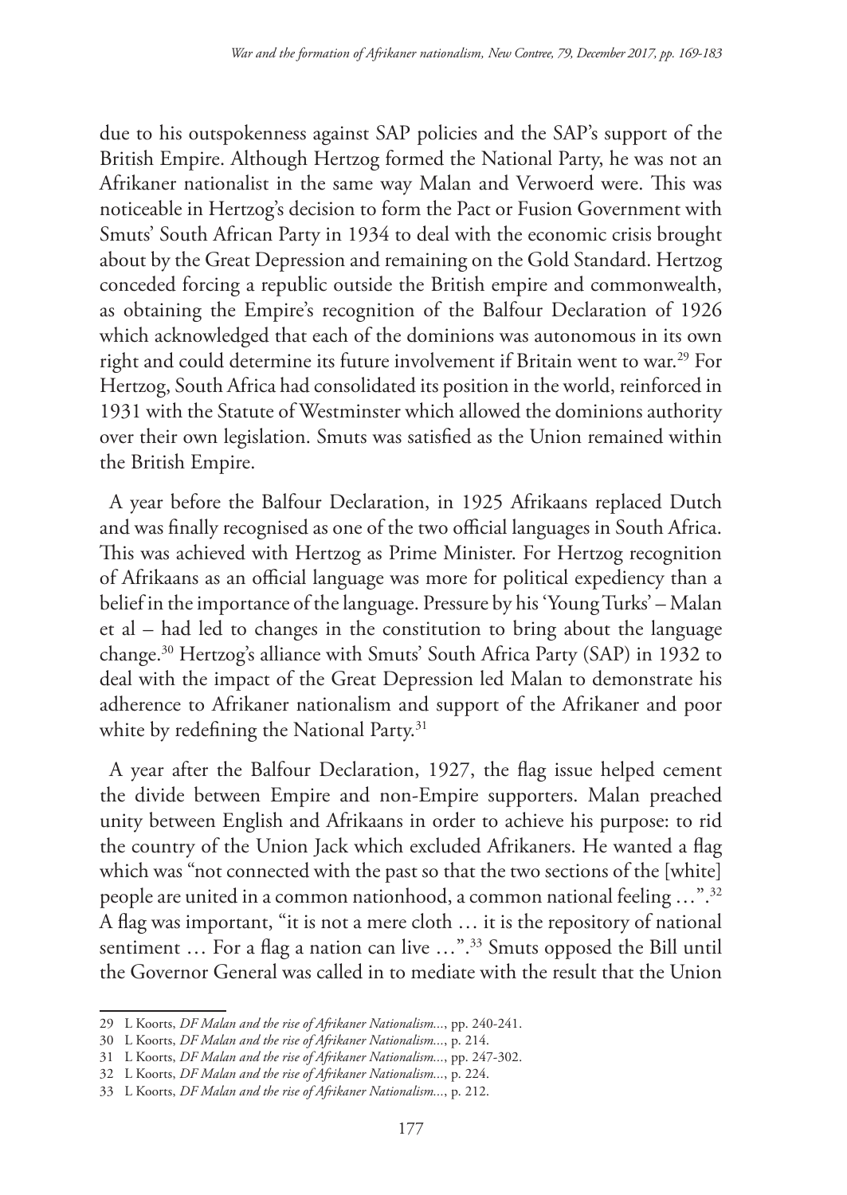due to his outspokenness against SAP policies and the SAP's support of the British Empire. Although Hertzog formed the National Party, he was not an Afrikaner nationalist in the same way Malan and Verwoerd were. This was noticeable in Hertzog's decision to form the Pact or Fusion Government with Smuts' South African Party in 1934 to deal with the economic crisis brought about by the Great Depression and remaining on the Gold Standard. Hertzog conceded forcing a republic outside the British empire and commonwealth, as obtaining the Empire's recognition of the Balfour Declaration of 1926 which acknowledged that each of the dominions was autonomous in its own right and could determine its future involvement if Britain went to war.[29] For Hertzog, South Africa had consolidated its position in the world, reinforced in 1931 with the Statute of Westminster which allowed the dominions authority over their own legislation. Smuts was satisfied as the Union remained within the British Empire.

A year before the Balfour Declaration, in 1925 Afrikaans replaced Dutch and was finally recognised as one of the two official languages in South Africa. This was achieved with Hertzog as Prime Minister. For Hertzog recognition of Afrikaans as an official language was more for political expediency than a belief in the importance of the language. Pressure by his 'Young Turks' – Malan et al – had led to changes in the constitution to bring about the language change.[30] Hertzog's alliance with Smuts' South Africa Party (SAP) in 1932 to deal with the impact of the Great Depression led Malan to demonstrate his adherence to Afrikaner nationalism and support of the Afrikaner and poor white by redefining the National Party.[31]

A year after the Balfour Declaration, 1927, the flag issue helped cement the divide between Empire and non-Empire supporters. Malan preached unity between English and Afrikaans in order to achieve his purpose: to rid the country of the Union Jack which excluded Afrikaners. He wanted a flag which was "not connected with the past so that the two sections of the [white] people are united in a common nationhood, a common national feeling …".[32] A flag was important, "it is not a mere cloth … it is the repository of national sentiment … For a flag a nation can live …".[33] Smuts opposed the Bill until the Governor General was called in to mediate with the result that the Union

---

29 L Koorts, *DF Malan and the rise of Afrikaner Nationalism...*, pp. 240-241.

30 L Koorts, *DF Malan and the rise of Afrikaner Nationalism...*, p. 214.

31 L Koorts, *DF Malan and the rise of Afrikaner Nationalism...*, pp. 247-302.

32 L Koorts, *DF Malan and the rise of Afrikaner Nationalism...*, p. 224.

33 L Koorts, *DF Malan and the rise of Afrikaner Nationalism...*, p. 212.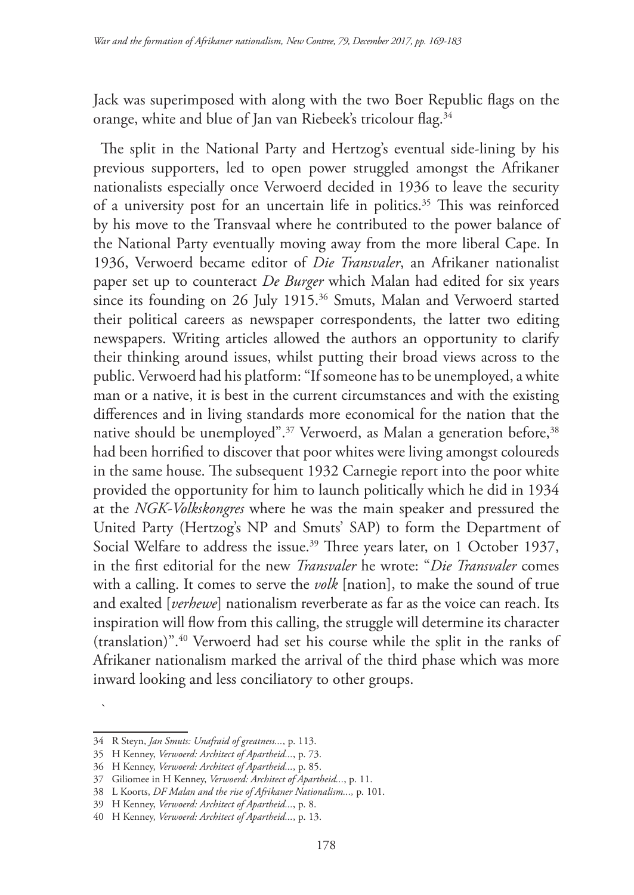Jack was superimposed with along with the two Boer Republic flags on the orange, white and blue of Jan van Riebeek's tricolour flag.[34]

The split in the National Party and Hertzog's eventual side-lining by his previous supporters, led to open power struggled amongst the Afrikaner nationalists especially once Verwoerd decided in 1936 to leave the security of a university post for an uncertain life in politics.[35] This was reinforced by his move to the Transvaal where he contributed to the power balance of the National Party eventually moving away from the more liberal Cape. In 1936, Verwoerd became editor of *Die Transvaler*, an Afrikaner nationalist paper set up to counteract *De Burger* which Malan had edited for six years since its founding on 26 July 1915.[36] Smuts, Malan and Verwoerd started their political careers as newspaper correspondents, the latter two editing newspapers. Writing articles allowed the authors an opportunity to clarify their thinking around issues, whilst putting their broad views across to the public. Verwoerd had his platform: "If someone has to be unemployed, a white man or a native, it is best in the current circumstances and with the existing differences and in living standards more economical for the nation that the native should be unemployed".[37] Verwoerd, as Malan a generation before,[38] had been horrified to discover that poor whites were living amongst coloureds in the same house. The subsequent 1932 Carnegie report into the poor white provided the opportunity for him to launch politically which he did in 1934 at the *NGK-Volkskongres* where he was the main speaker and pressured the United Party (Hertzog's NP and Smuts' SAP) to form the Department of Social Welfare to address the issue.[39] Three years later, on 1 October 1937, in the first editorial for the new *Transvaler* he wrote: "*Die Transvaler* comes with a calling. It comes to serve the *volk* [nation], to make the sound of true and exalted [*verhewe*] nationalism reverberate as far as the voice can reach. Its inspiration will flow from this calling, the struggle will determine its character (translation)".[40] Verwoerd had set his course while the split in the ranks of Afrikaner nationalism marked the arrival of the third phase which was more inward looking and less conciliatory to other groups.

---

34 R Steyn, *Jan Smuts: Unafraid of greatness...*, p. 113.

35 H Kenney, *Verwoerd: Architect of Apartheid...*, p. 73.

36 H Kenney, *Verwoerd: Architect of Apartheid...*, p. 85.

37 Giliomee in H Kenney, *Verwoerd: Architect of Apartheid...*, p. 11.

38 L Koorts, *DF Malan and the rise of Afrikaner Nationalism...,* p. 101.

39 H Kenney, *Verwoerd: Architect of Apartheid...*, p. 8.

40 H Kenney, *Verwoerd: Architect of Apartheid...*, p. 13.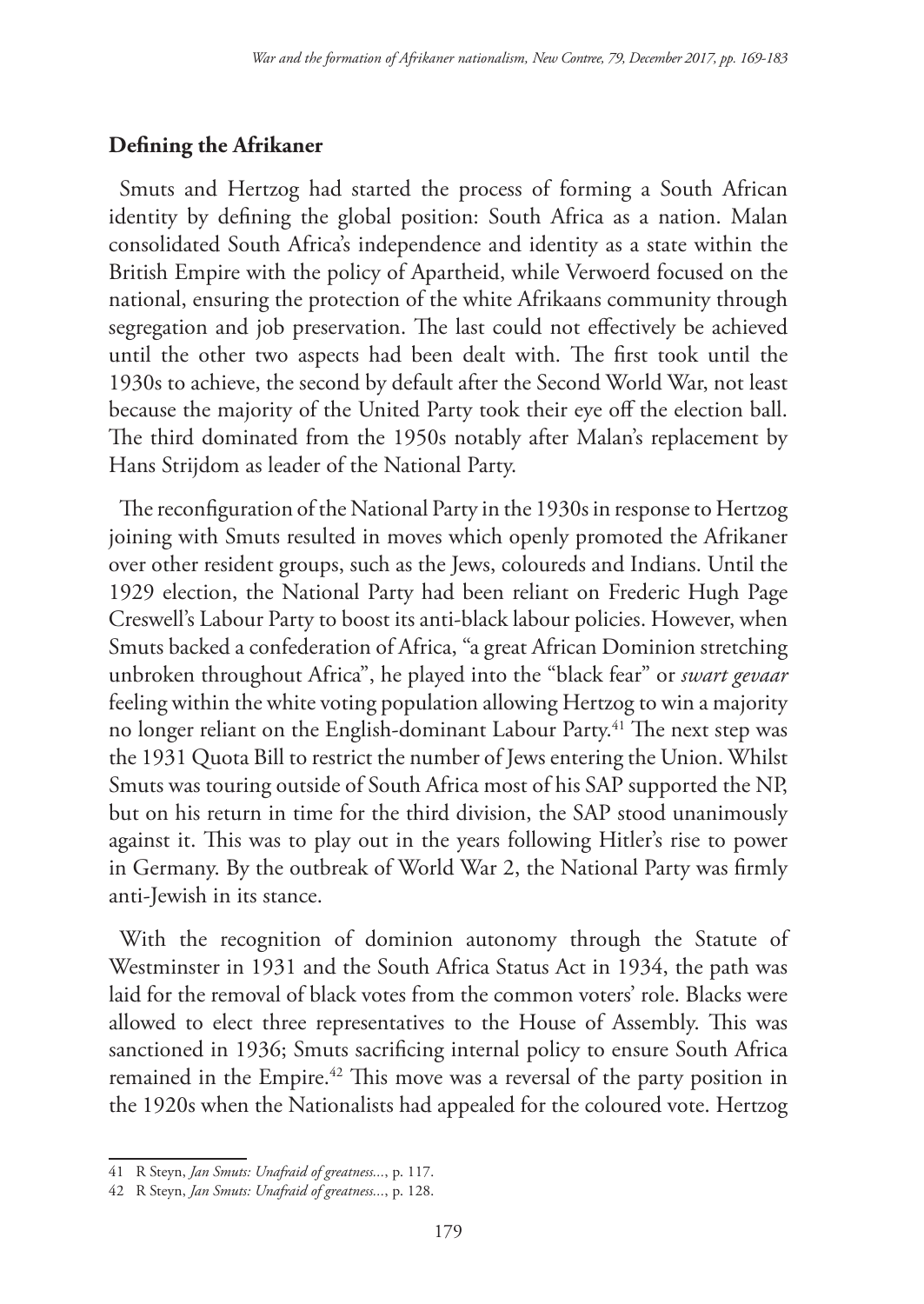## Defining the Afrikaner

Smuts and Hertzog had started the process of forming a South African identity by defining the global position: South Africa as a nation. Malan consolidated South Africa's independence and identity as a state within the British Empire with the policy of Apartheid, while Verwoerd focused on the national, ensuring the protection of the white Afrikaans community through segregation and job preservation. The last could not effectively be achieved until the other two aspects had been dealt with. The first took until the 1930s to achieve, the second by default after the Second World War, not least because the majority of the United Party took their eye off the election ball. The third dominated from the 1950s notably after Malan's replacement by Hans Strijdom as leader of the National Party.

The reconfiguration of the National Party in the 1930s in response to Hertzog joining with Smuts resulted in moves which openly promoted the Afrikaner over other resident groups, such as the Jews, coloureds and Indians. Until the 1929 election, the National Party had been reliant on Frederic Hugh Page Creswell's Labour Party to boost its anti-black labour policies. However, when Smuts backed a confederation of Africa, "a great African Dominion stretching unbroken throughout Africa", he played into the "black fear" or *swart gevaar* feeling within the white voting population allowing Hertzog to win a majority no longer reliant on the English-dominant Labour Party.[41] The next step was the 1931 Quota Bill to restrict the number of Jews entering the Union. Whilst Smuts was touring outside of South Africa most of his SAP supported the NP, but on his return in time for the third division, the SAP stood unanimously against it. This was to play out in the years following Hitler's rise to power in Germany. By the outbreak of World War 2, the National Party was firmly anti-Jewish in its stance.

With the recognition of dominion autonomy through the Statute of Westminster in 1931 and the South Africa Status Act in 1934, the path was laid for the removal of black votes from the common voters' role. Blacks were allowed to elect three representatives to the House of Assembly. This was sanctioned in 1936; Smuts sacrificing internal policy to ensure South Africa remained in the Empire.[42] This move was a reversal of the party position in the 1920s when the Nationalists had appealed for the coloured vote. Hertzog

---

41 R Steyn, *Jan Smuts: Unafraid of greatness...*, p. 117.

42 R Steyn, *Jan Smuts: Unafraid of greatness...*, p. 128.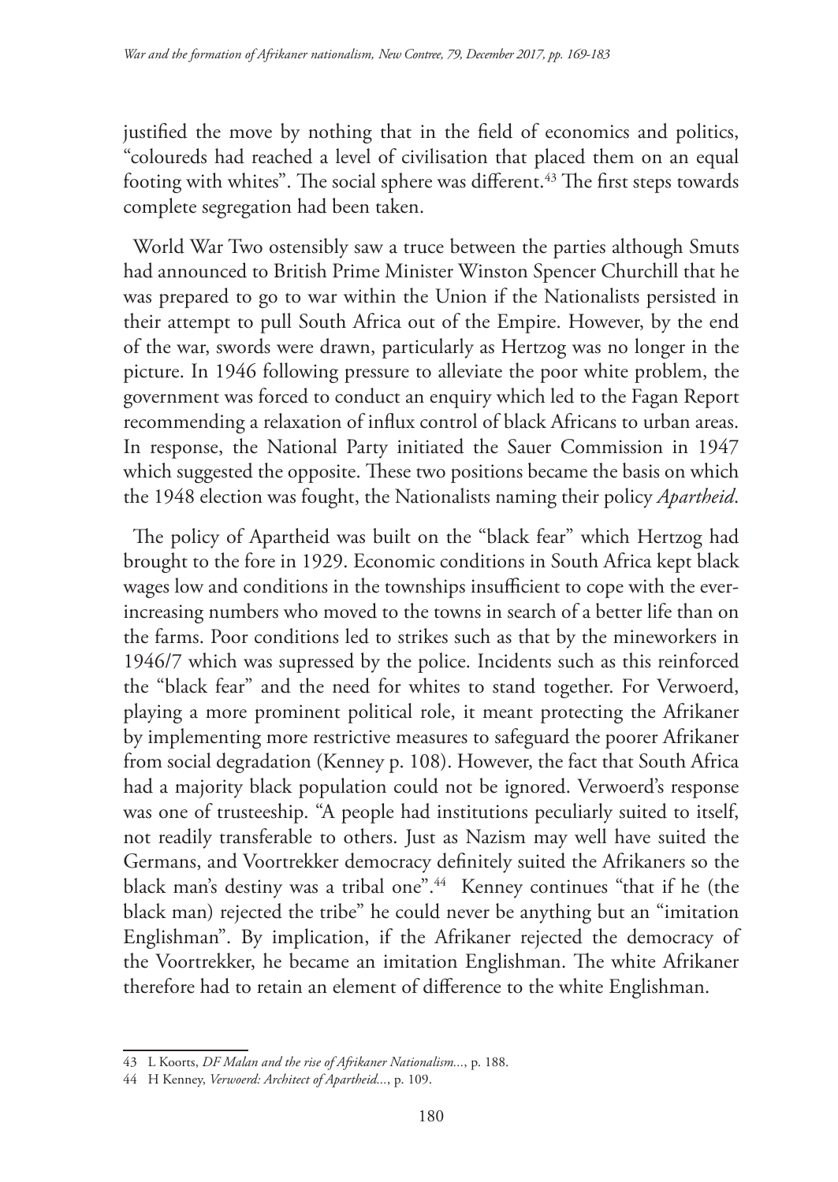justified the move by nothing that in the field of economics and politics, "coloureds had reached a level of civilisation that placed them on an equal footing with whites". The social sphere was different.[43] The first steps towards complete segregation had been taken.

World War Two ostensibly saw a truce between the parties although Smuts had announced to British Prime Minister Winston Spencer Churchill that he was prepared to go to war within the Union if the Nationalists persisted in their attempt to pull South Africa out of the Empire. However, by the end of the war, swords were drawn, particularly as Hertzog was no longer in the picture. In 1946 following pressure to alleviate the poor white problem, the government was forced to conduct an enquiry which led to the Fagan Report recommending a relaxation of influx control of black Africans to urban areas. In response, the National Party initiated the Sauer Commission in 1947 which suggested the opposite. These two positions became the basis on which the 1948 election was fought, the Nationalists naming their policy *Apartheid*.

The policy of Apartheid was built on the "black fear" which Hertzog had brought to the fore in 1929. Economic conditions in South Africa kept black wages low and conditions in the townships insufficient to cope with the ever-increasing numbers who moved to the towns in search of a better life than on the farms. Poor conditions led to strikes such as that by the mineworkers in 1946/7 which was supressed by the police. Incidents such as this reinforced the "black fear" and the need for whites to stand together. For Verwoerd, playing a more prominent political role, it meant protecting the Afrikaner by implementing more restrictive measures to safeguard the poorer Afrikaner from social degradation (Kenney p. 108). However, the fact that South Africa had a majority black population could not be ignored. Verwoerd's response was one of trusteeship. "A people had institutions peculiarly suited to itself, not readily transferable to others. Just as Nazism may well have suited the Germans, and Voortrekker democracy definitely suited the Afrikaners so the black man's destiny was a tribal one".[44] Kenney continues "that if he (the black man) rejected the tribe" he could never be anything but an "imitation Englishman". By implication, if the Afrikaner rejected the democracy of the Voortrekker, he became an imitation Englishman. The white Afrikaner therefore had to retain an element of difference to the white Englishman.

---

43 L Koorts, *DF Malan and the rise of Afrikaner Nationalism...*, p. 188.

44 H Kenney, *Verwoerd: Architect of Apartheid...*, p. 109.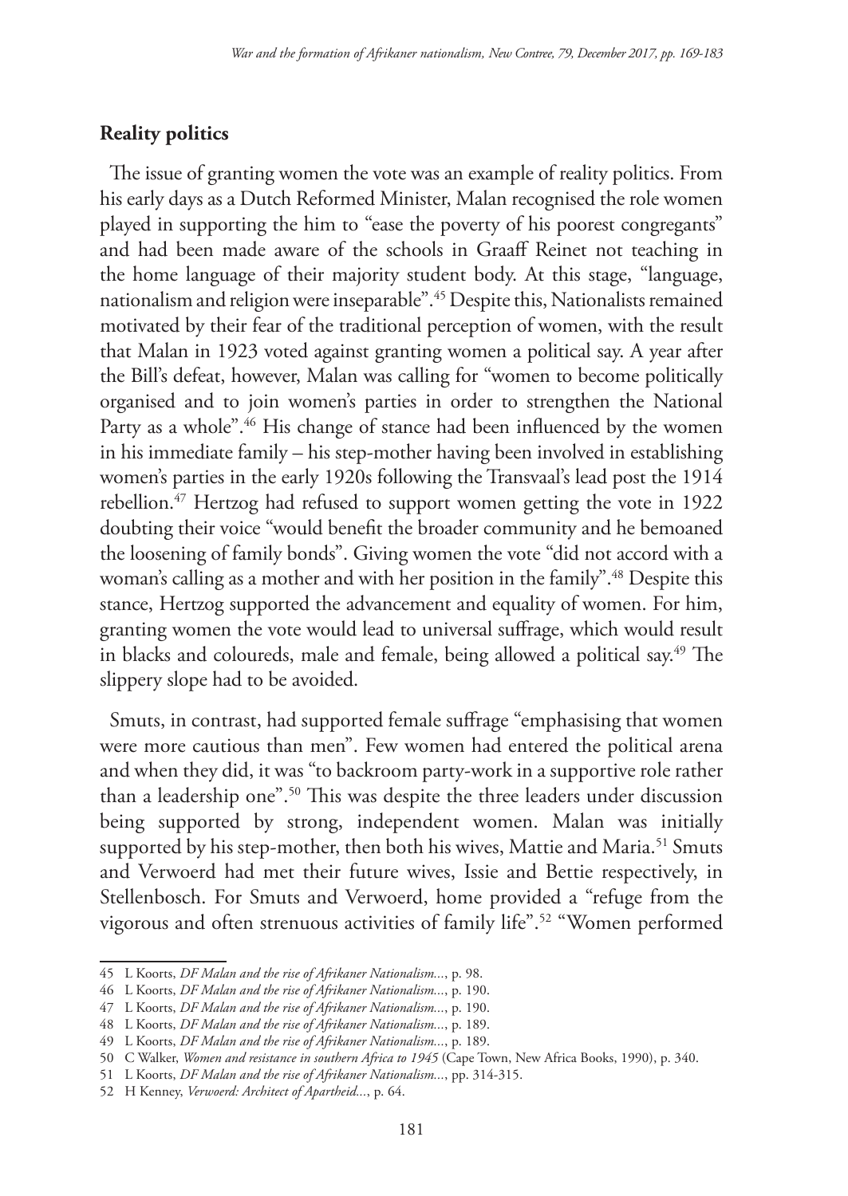## Reality politics

The issue of granting women the vote was an example of reality politics. From his early days as a Dutch Reformed Minister, Malan recognised the role women played in supporting the him to "ease the poverty of his poorest congregants" and had been made aware of the schools in Graaff Reinet not teaching in the home language of their majority student body. At this stage, "language, nationalism and religion were inseparable".[45] Despite this, Nationalists remained motivated by their fear of the traditional perception of women, with the result that Malan in 1923 voted against granting women a political say. A year after the Bill's defeat, however, Malan was calling for "women to become politically organised and to join women's parties in order to strengthen the National Party as a whole".[46] His change of stance had been influenced by the women in his immediate family – his step-mother having been involved in establishing women's parties in the early 1920s following the Transvaal's lead post the 1914 rebellion.[47] Hertzog had refused to support women getting the vote in 1922 doubting their voice "would benefit the broader community and he bemoaned the loosening of family bonds". Giving women the vote "did not accord with a woman's calling as a mother and with her position in the family".[48] Despite this stance, Hertzog supported the advancement and equality of women. For him, granting women the vote would lead to universal suffrage, which would result in blacks and coloureds, male and female, being allowed a political say.[49] The slippery slope had to be avoided.

Smuts, in contrast, had supported female suffrage "emphasising that women were more cautious than men". Few women had entered the political arena and when they did, it was "to backroom party-work in a supportive role rather than a leadership one".[50] This was despite the three leaders under discussion being supported by strong, independent women. Malan was initially supported by his step-mother, then both his wives, Mattie and Maria.[51] Smuts and Verwoerd had met their future wives, Issie and Bettie respectively, in Stellenbosch. For Smuts and Verwoerd, home provided a "refuge from the vigorous and often strenuous activities of family life".[52] "Women performed

---

45 L Koorts, *DF Malan and the rise of Afrikaner Nationalism...*, p. 98.

46 L Koorts, *DF Malan and the rise of Afrikaner Nationalism...*, p. 190.

47 L Koorts, *DF Malan and the rise of Afrikaner Nationalism...*, p. 190.

48 L Koorts, *DF Malan and the rise of Afrikaner Nationalism...*, p. 189.

49 L Koorts, *DF Malan and the rise of Afrikaner Nationalism...*, p. 189.

50 C Walker, *Women and resistance in southern Africa to 1945* (Cape Town, New Africa Books, 1990), p. 340.

51 L Koorts, *DF Malan and the rise of Afrikaner Nationalism...*, pp. 314-315.

52 H Kenney, *Verwoerd: Architect of Apartheid...*, p. 64.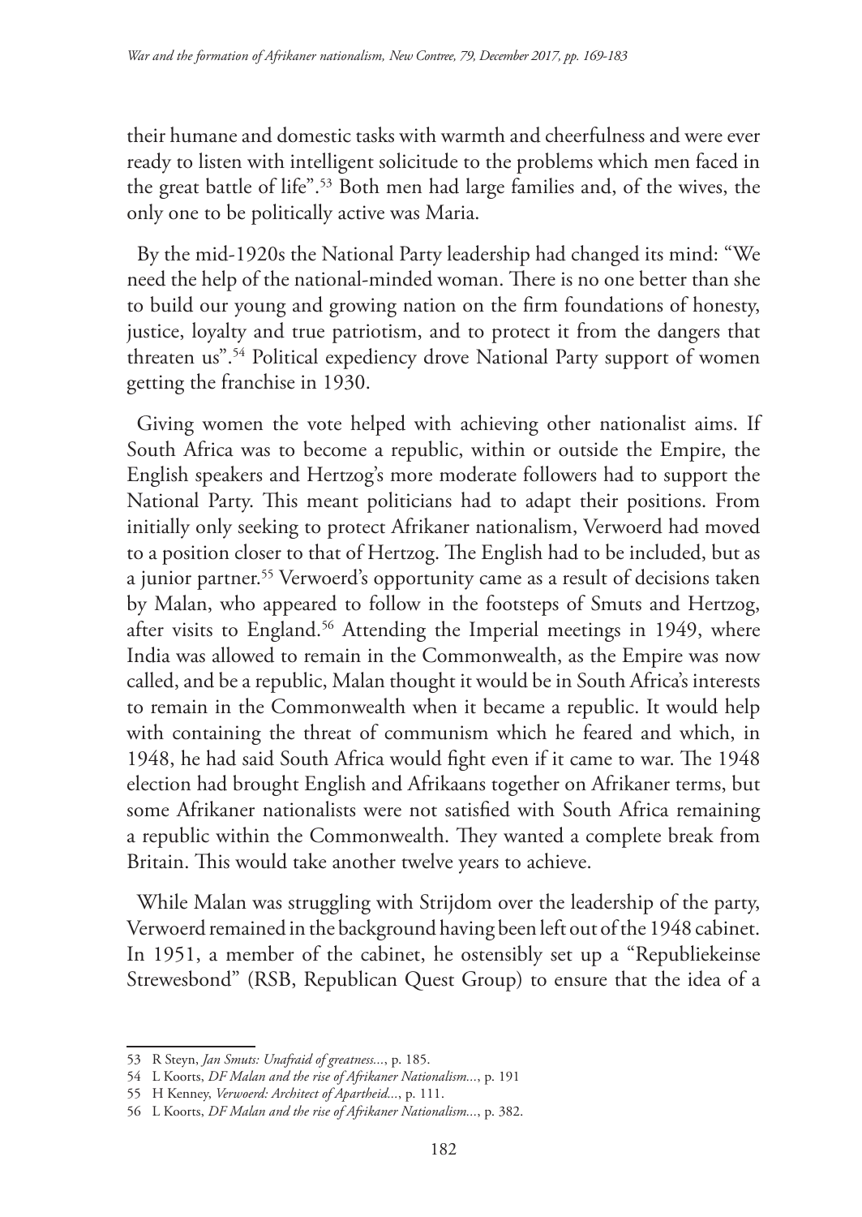their humane and domestic tasks with warmth and cheerfulness and were ever ready to listen with intelligent solicitude to the problems which men faced in the great battle of life".[53] Both men had large families and, of the wives, the only one to be politically active was Maria.

By the mid-1920s the National Party leadership had changed its mind: "We need the help of the national-minded woman. There is no one better than she to build our young and growing nation on the firm foundations of honesty, justice, loyalty and true patriotism, and to protect it from the dangers that threaten us".[54] Political expediency drove National Party support of women getting the franchise in 1930.

Giving women the vote helped with achieving other nationalist aims. If South Africa was to become a republic, within or outside the Empire, the English speakers and Hertzog's more moderate followers had to support the National Party. This meant politicians had to adapt their positions. From initially only seeking to protect Afrikaner nationalism, Verwoerd had moved to a position closer to that of Hertzog. The English had to be included, but as a junior partner.[55] Verwoerd's opportunity came as a result of decisions taken by Malan, who appeared to follow in the footsteps of Smuts and Hertzog, after visits to England.[56] Attending the Imperial meetings in 1949, where India was allowed to remain in the Commonwealth, as the Empire was now called, and be a republic, Malan thought it would be in South Africa's interests to remain in the Commonwealth when it became a republic. It would help with containing the threat of communism which he feared and which, in 1948, he had said South Africa would fight even if it came to war. The 1948 election had brought English and Afrikaans together on Afrikaner terms, but some Afrikaner nationalists were not satisfied with South Africa remaining a republic within the Commonwealth. They wanted a complete break from Britain. This would take another twelve years to achieve.

While Malan was struggling with Strijdom over the leadership of the party, Verwoerd remained in the background having been left out of the 1948 cabinet. In 1951, a member of the cabinet, he ostensibly set up a "Republiekeinse Strewesbond" (RSB, Republican Quest Group) to ensure that the idea of a

---

53 R Steyn, *Jan Smuts: Unafraid of greatness...*, p. 185.

54 L Koorts, *DF Malan and the rise of Afrikaner Nationalism...*, p. 191

55 H Kenney, *Verwoerd: Architect of Apartheid...*, p. 111.

56 L Koorts, *DF Malan and the rise of Afrikaner Nationalism...*, p. 382.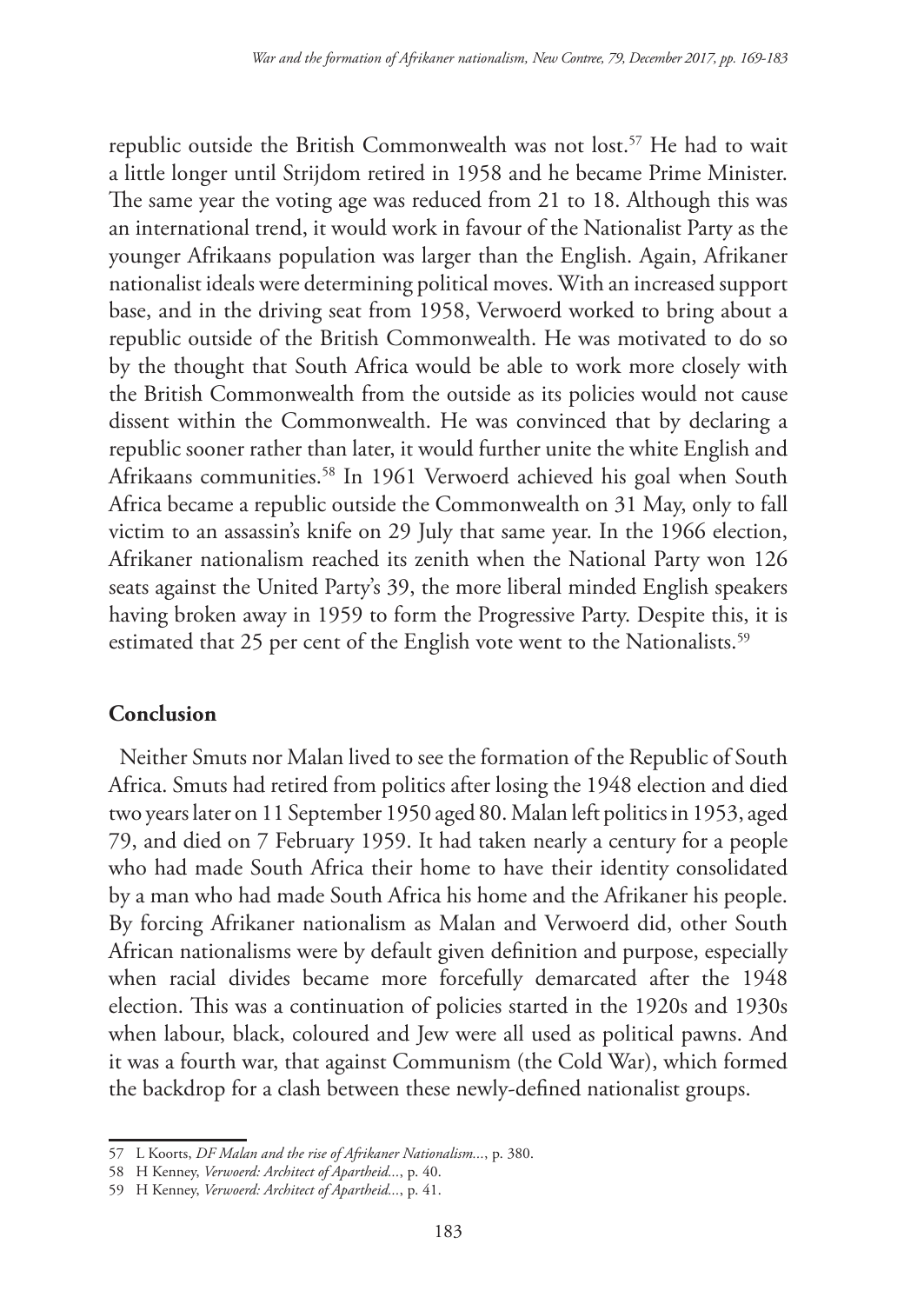republic outside the British Commonwealth was not lost.[57] He had to wait a little longer until Strijdom retired in 1958 and he became Prime Minister. The same year the voting age was reduced from 21 to 18. Although this was an international trend, it would work in favour of the Nationalist Party as the younger Afrikaans population was larger than the English. Again, Afrikaner nationalist ideals were determining political moves. With an increased support base, and in the driving seat from 1958, Verwoerd worked to bring about a republic outside of the British Commonwealth. He was motivated to do so by the thought that South Africa would be able to work more closely with the British Commonwealth from the outside as its policies would not cause dissent within the Commonwealth. He was convinced that by declaring a republic sooner rather than later, it would further unite the white English and Afrikaans communities.[58] In 1961 Verwoerd achieved his goal when South Africa became a republic outside the Commonwealth on 31 May, only to fall victim to an assassin's knife on 29 July that same year. In the 1966 election, Afrikaner nationalism reached its zenith when the National Party won 126 seats against the United Party's 39, the more liberal minded English speakers having broken away in 1959 to form the Progressive Party. Despite this, it is estimated that 25 per cent of the English vote went to the Nationalists.[59]

## Conclusion

Neither Smuts nor Malan lived to see the formation of the Republic of South Africa. Smuts had retired from politics after losing the 1948 election and died two years later on 11 September 1950 aged 80. Malan left politics in 1953, aged 79, and died on 7 February 1959. It had taken nearly a century for a people who had made South Africa their home to have their identity consolidated by a man who had made South Africa his home and the Afrikaner his people. By forcing Afrikaner nationalism as Malan and Verwoerd did, other South African nationalisms were by default given definition and purpose, especially when racial divides became more forcefully demarcated after the 1948 election. This was a continuation of policies started in the 1920s and 1930s when labour, black, coloured and Jew were all used as political pawns. And it was a fourth war, that against Communism (the Cold War), which formed the backdrop for a clash between these newly-defined nationalist groups.

57 L Koorts, *DF Malan and the rise of Afrikaner Nationalism...*, p. 380.

58 H Kenney, *Verwoerd: Architect of Apartheid...*, p. 40.

59 H Kenney, *Verwoerd: Architect of Apartheid...*, p. 41.